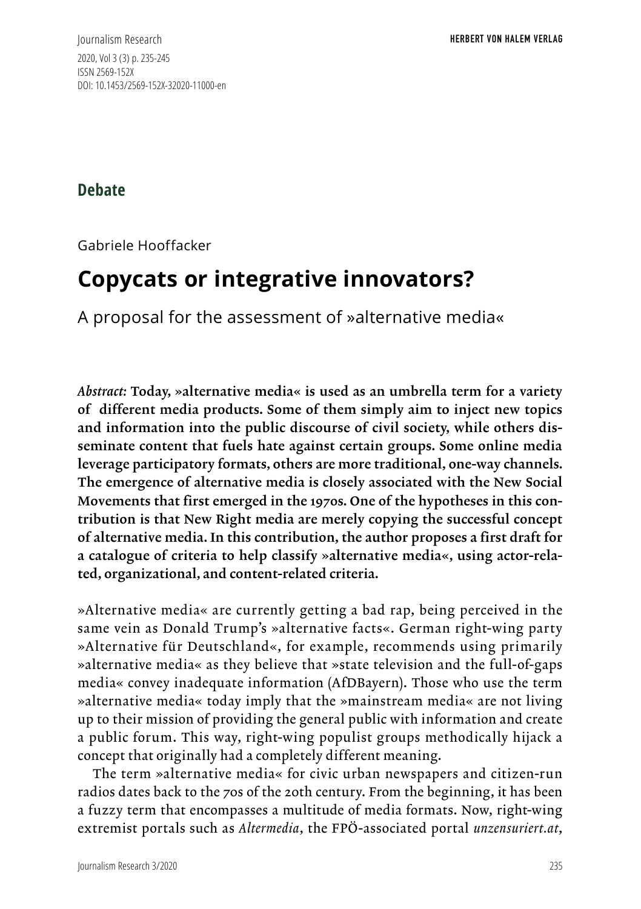Journalism Research
2020, Vol 3 (3) p. 235-245
ISSN 2569-152X
DOI: 10.1453/2569-152X-32020-11000-en

HERBERT VON HALEM VERLAG

**Debate**

Gabriele Hooffacker

# Copycats or integrative innovators?

## A proposal for the assessment of »alternative media«

*Abstract:* **Today, »alternative media« is used as an umbrella term for a variety of different media products. Some of them simply aim to inject new topics and information into the public discourse of civil society, while others disseminate content that fuels hate against certain groups. Some online media leverage participatory formats, others are more traditional, one-way channels. The emergence of alternative media is closely associated with the New Social Movements that first emerged in the 1970s. One of the hypotheses in this contribution is that New Right media are merely copying the successful concept of alternative media. In this contribution, the author proposes a first draft for a catalogue of criteria to help classify »alternative media«, using actor-related, organizational, and content-related criteria.**

»Alternative media« are currently getting a bad rap, being perceived in the same vein as Donald Trump's »alternative facts«. German right-wing party »Alternative für Deutschland«, for example, recommends using primarily »alternative media« as they believe that »state television and the full-of-gaps media« convey inadequate information (AfDBayern). Those who use the term »alternative media« today imply that the »mainstream media« are not living up to their mission of providing the general public with information and create a public forum. This way, right-wing populist groups methodically hijack a concept that originally had a completely different meaning.

The term »alternative media« for civic urban newspapers and citizen-run radios dates back to the 70s of the 20th century. From the beginning, it has been a fuzzy term that encompasses a multitude of media formats. Now, right-wing extremist portals such as *Altermedia*, the FPÖ-associated portal *unzensuriert.at*,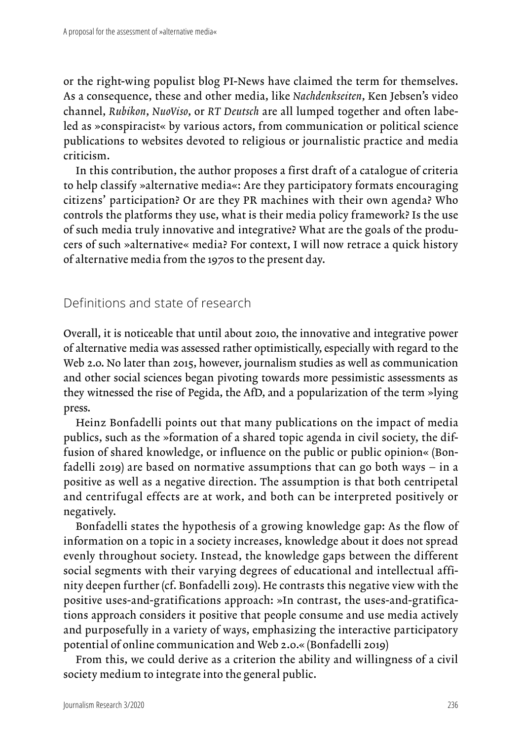or the right-wing populist blog PI-News have claimed the term for themselves. As a consequence, these and other media, like *Nachdenkseiten*, Ken Jebsen's video channel, *Rubikon*, *NuoViso*, or *RT Deutsch* are all lumped together and often labeled as »conspiracist« by various actors, from communication or political science publications to websites devoted to religious or journalistic practice and media criticism.

In this contribution, the author proposes a first draft of a catalogue of criteria to help classify »alternative media«: Are they participatory formats encouraging citizens' participation? Or are they PR machines with their own agenda? Who controls the platforms they use, what is their media policy framework? Is the use of such media truly innovative and integrative? What are the goals of the producers of such »alternative« media? For context, I will now retrace a quick history of alternative media from the 1970s to the present day.

## Definitions and state of research

Overall, it is noticeable that until about 2010, the innovative and integrative power of alternative media was assessed rather optimistically, especially with regard to the Web 2.0. No later than 2015, however, journalism studies as well as communication and other social sciences began pivoting towards more pessimistic assessments as they witnessed the rise of Pegida, the AfD, and a popularization of the term »lying press.

Heinz Bonfadelli points out that many publications on the impact of media publics, such as the »formation of a shared topic agenda in civil society, the diffusion of shared knowledge, or influence on the public or public opinion« (Bonfadelli 2019) are based on normative assumptions that can go both ways – in a positive as well as a negative direction. The assumption is that both centripetal and centrifugal effects are at work, and both can be interpreted positively or negatively.

Bonfadelli states the hypothesis of a growing knowledge gap: As the flow of information on a topic in a society increases, knowledge about it does not spread evenly throughout society. Instead, the knowledge gaps between the different social segments with their varying degrees of educational and intellectual affinity deepen further (cf. Bonfadelli 2019). He contrasts this negative view with the positive uses-and-gratifications approach: »In contrast, the uses-and-gratifications approach considers it positive that people consume and use media actively and purposefully in a variety of ways, emphasizing the interactive participatory potential of online communication and Web 2.0.« (Bonfadelli 2019)

From this, we could derive as a criterion the ability and willingness of a civil society medium to integrate into the general public.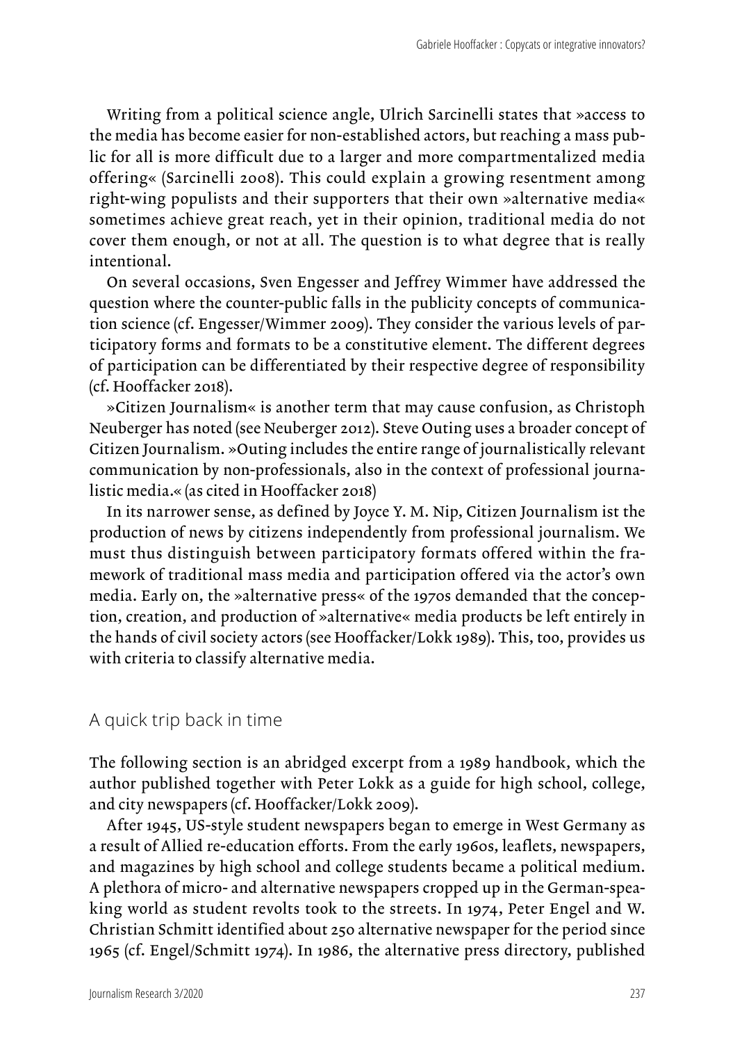Writing from a political science angle, Ulrich Sarcinelli states that »access to the media has become easier for non-established actors, but reaching a mass public for all is more difficult due to a larger and more compartmentalized media offering« (Sarcinelli 2008). This could explain a growing resentment among right-wing populists and their supporters that their own »alternative media« sometimes achieve great reach, yet in their opinion, traditional media do not cover them enough, or not at all. The question is to what degree that is really intentional.

On several occasions, Sven Engesser and Jeffrey Wimmer have addressed the question where the counter-public falls in the publicity concepts of communication science (cf. Engesser/Wimmer 2009). They consider the various levels of participatory forms and formats to be a constitutive element. The different degrees of participation can be differentiated by their respective degree of responsibility (cf. Hooffacker 2018).

»Citizen Journalism« is another term that may cause confusion, as Christoph Neuberger has noted (see Neuberger 2012). Steve Outing uses a broader concept of Citizen Journalism. »Outing includes the entire range of journalistically relevant communication by non-professionals, also in the context of professional journalistic media.« (as cited in Hooffacker 2018)

In its narrower sense, as defined by Joyce Y. M. Nip, Citizen Journalism ist the production of news by citizens independently from professional journalism. We must thus distinguish between participatory formats offered within the framework of traditional mass media and participation offered via the actor's own media. Early on, the »alternative press« of the 1970s demanded that the conception, creation, and production of »alternative« media products be left entirely in the hands of civil society actors (see Hooffacker/Lokk 1989). This, too, provides us with criteria to classify alternative media.

## A quick trip back in time

The following section is an abridged excerpt from a 1989 handbook, which the author published together with Peter Lokk as a guide for high school, college, and city newspapers (cf. Hooffacker/Lokk 2009).

After 1945, US-style student newspapers began to emerge in West Germany as a result of Allied re-education efforts. From the early 1960s, leaflets, newspapers, and magazines by high school and college students became a political medium. A plethora of micro- and alternative newspapers cropped up in the German-speaking world as student revolts took to the streets. In 1974, Peter Engel and W. Christian Schmitt identified about 250 alternative newspaper for the period since 1965 (cf. Engel/Schmitt 1974). In 1986, the alternative press directory, published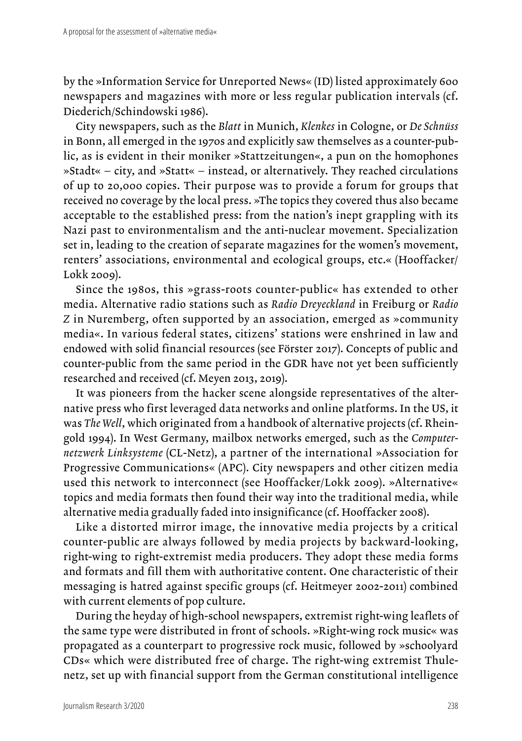by the »Information Service for Unreported News« (ID) listed approximately 600 newspapers and magazines with more or less regular publication intervals (cf. Diederich/Schindowski 1986).

City newspapers, such as the *Blatt* in Munich, *Klenkes* in Cologne, or *De Schnüss* in Bonn, all emerged in the 1970s and explicitly saw themselves as a counter-public, as is evident in their moniker »Stattzeitungen«, a pun on the homophones »Stadt« – city, and »Statt« – instead, or alternatively. They reached circulations of up to 20,000 copies. Their purpose was to provide a forum for groups that received no coverage by the local press. »The topics they covered thus also became acceptable to the established press: from the nation's inept grappling with its Nazi past to environmentalism and the anti-nuclear movement. Specialization set in, leading to the creation of separate magazines for the women's movement, renters' associations, environmental and ecological groups, etc.« (Hooffacker/Lokk 2009).

Since the 1980s, this »grass-roots counter-public« has extended to other media. Alternative radio stations such as *Radio Dreyeckland* in Freiburg or *Radio Z* in Nuremberg, often supported by an association, emerged as »community media«. In various federal states, citizens' stations were enshrined in law and endowed with solid financial resources (see Förster 2017). Concepts of public and counter-public from the same period in the GDR have not yet been sufficiently researched and received (cf. Meyen 2013, 2019).

It was pioneers from the hacker scene alongside representatives of the alternative press who first leveraged data networks and online platforms. In the US, it was *The Well*, which originated from a handbook of alternative projects (cf. Rheingold 1994). In West Germany, mailbox networks emerged, such as the *Computernetzwerk Linksysteme* (CL-Netz), a partner of the international »Association for Progressive Communications« (APC). City newspapers and other citizen media used this network to interconnect (see Hooffacker/Lokk 2009). »Alternative« topics and media formats then found their way into the traditional media, while alternative media gradually faded into insignificance (cf. Hooffacker 2008).

Like a distorted mirror image, the innovative media projects by a critical counter-public are always followed by media projects by backward-looking, right-wing to right-extremist media producers. They adopt these media forms and formats and fill them with authoritative content. One characteristic of their messaging is hatred against specific groups (cf. Heitmeyer 2002-2011) combined with current elements of pop culture.

During the heyday of high-school newspapers, extremist right-wing leaflets of the same type were distributed in front of schools. »Right-wing rock music« was propagated as a counterpart to progressive rock music, followed by »schoolyard CDs« which were distributed free of charge. The right-wing extremist Thulenetz, set up with financial support from the German constitutional intelligence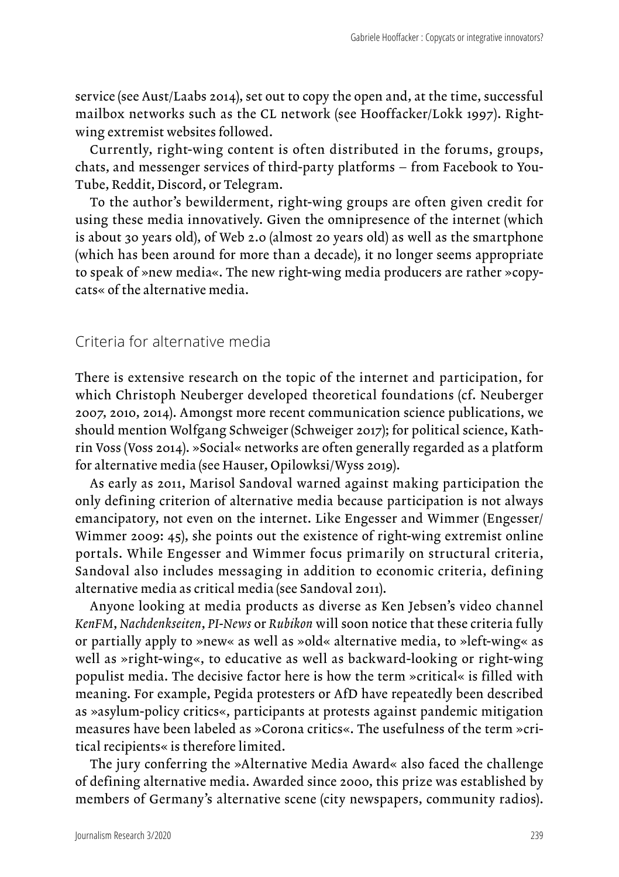service (see Aust/Laabs 2014), set out to copy the open and, at the time, successful mailbox networks such as the CL network (see Hooffacker/Lokk 1997). Right-wing extremist websites followed.

Currently, right-wing content is often distributed in the forums, groups, chats, and messenger services of third-party platforms – from Facebook to YouTube, Reddit, Discord, or Telegram.

To the author's bewilderment, right-wing groups are often given credit for using these media innovatively. Given the omnipresence of the internet (which is about 30 years old), of Web 2.0 (almost 20 years old) as well as the smartphone (which has been around for more than a decade), it no longer seems appropriate to speak of »new media«. The new right-wing media producers are rather »copycats« of the alternative media.

## Criteria for alternative media

There is extensive research on the topic of the internet and participation, for which Christoph Neuberger developed theoretical foundations (cf. Neuberger 2007, 2010, 2014). Amongst more recent communication science publications, we should mention Wolfgang Schweiger (Schweiger 2017); for political science, Kathrin Voss (Voss 2014). »Social« networks are often generally regarded as a platform for alternative media (see Hauser, Opilowksi/Wyss 2019).

As early as 2011, Marisol Sandoval warned against making participation the only defining criterion of alternative media because participation is not always emancipatory, not even on the internet. Like Engesser and Wimmer (Engesser/Wimmer 2009: 45), she points out the existence of right-wing extremist online portals. While Engesser and Wimmer focus primarily on structural criteria, Sandoval also includes messaging in addition to economic criteria, defining alternative media as critical media (see Sandoval 2011).

Anyone looking at media products as diverse as Ken Jebsen's video channel *KenFM*, *Nachdenkseiten*, *PI-News* or *Rubikon* will soon notice that these criteria fully or partially apply to »new« as well as »old« alternative media, to »left-wing« as well as »right-wing«, to educative as well as backward-looking or right-wing populist media. The decisive factor here is how the term »critical« is filled with meaning. For example, Pegida protesters or AfD have repeatedly been described as »asylum-policy critics«, participants at protests against pandemic mitigation measures have been labeled as »Corona critics«. The usefulness of the term »critical recipients« is therefore limited.

The jury conferring the »Alternative Media Award« also faced the challenge of defining alternative media. Awarded since 2000, this prize was established by members of Germany's alternative scene (city newspapers, community radios).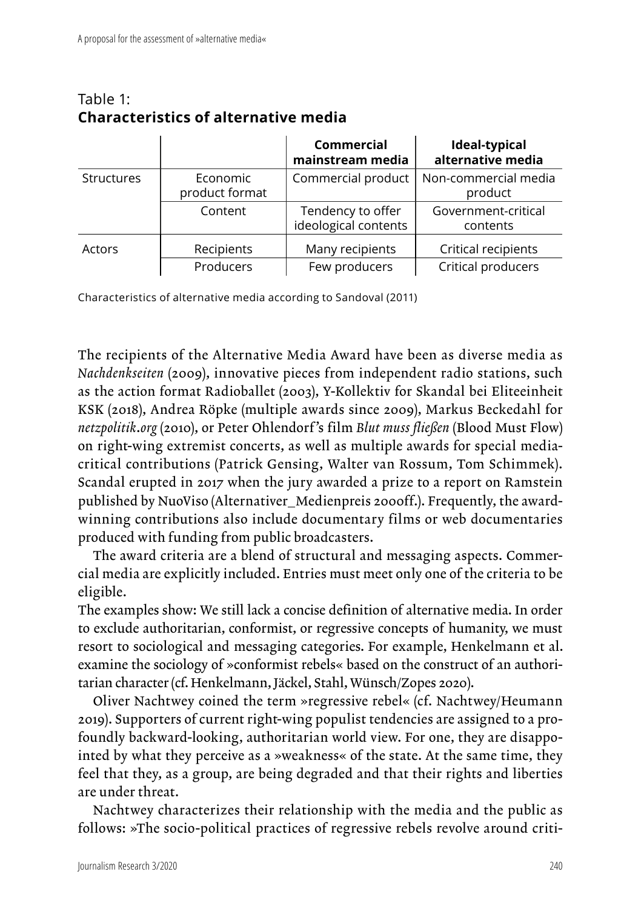Table 1:
**Characteristics of alternative media**

| | | Commercial mainstream media | Ideal-typical alternative media |
|---|---|---|---|
| Structures | Economic product format | Commercial product | Non-commercial media product |
| | Content | Tendency to offer ideological contents | Government-critical contents |
| Actors | Recipients | Many recipients | Critical recipients |
| | Producers | Few producers | Critical producers |

Characteristics of alternative media according to Sandoval (2011)

The recipients of the Alternative Media Award have been as diverse media as *Nachdenkseiten* (2009), innovative pieces from independent radio stations, such as the action format Radioballet (2003), Y-Kollektiv for Skandal bei Eliteeinheit KSK (2018), Andrea Röpke (multiple awards since 2009), Markus Beckedahl for *netzpolitik.org* (2010), or Peter Ohlendorf's film *Blut muss fließen* (Blood Must Flow) on right-wing extremist concerts, as well as multiple awards for special media-critical contributions (Patrick Gensing, Walter van Rossum, Tom Schimmek). Scandal erupted in 2017 when the jury awarded a prize to a report on Ramstein published by NuoViso (Alternativer_Medienpreis 2000ff.). Frequently, the award-winning contributions also include documentary films or web documentaries produced with funding from public broadcasters.

The award criteria are a blend of structural and messaging aspects. Commercial media are explicitly included. Entries must meet only one of the criteria to be eligible.

The examples show: We still lack a concise definition of alternative media. In order to exclude authoritarian, conformist, or regressive concepts of humanity, we must resort to sociological and messaging categories. For example, Henkelmann et al. examine the sociology of »conformist rebels« based on the construct of an authoritarian character (cf. Henkelmann, Jäckel, Stahl, Wünsch/Zopes 2020).

Oliver Nachtwey coined the term »regressive rebel« (cf. Nachtwey/Heumann 2019). Supporters of current right-wing populist tendencies are assigned to a profoundly backward-looking, authoritarian world view. For one, they are disappointed by what they perceive as a »weakness« of the state. At the same time, they feel that they, as a group, are being degraded and that their rights and liberties are under threat.

Nachtwey characterizes their relationship with the media and the public as follows: »The socio-political practices of regressive rebels revolve around criti-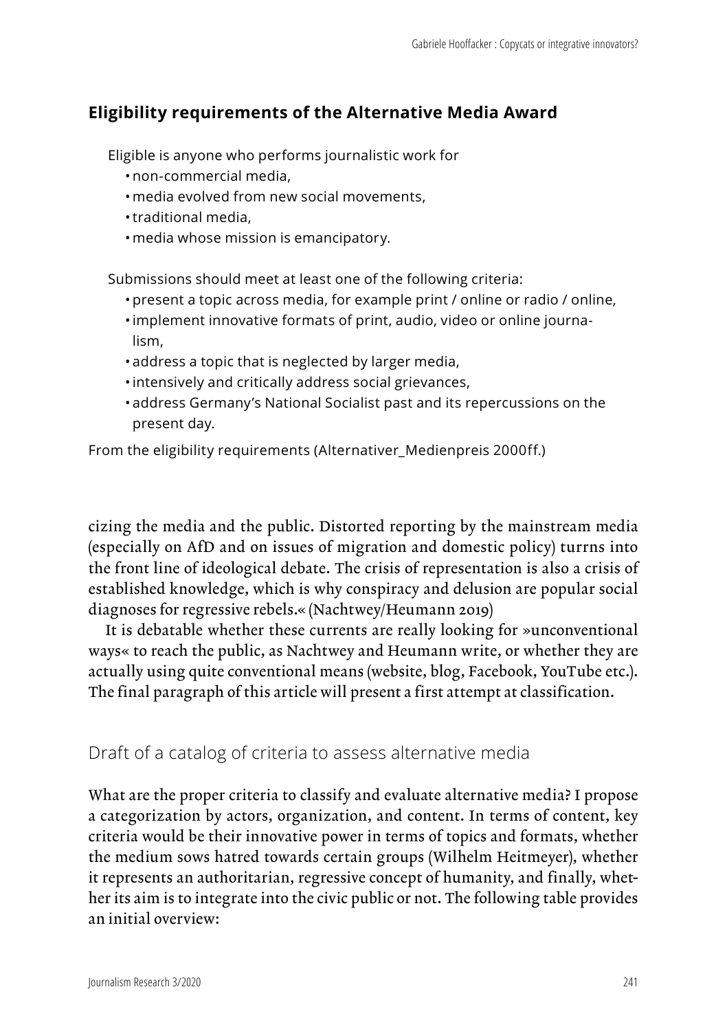### Eligibility requirements of the Alternative Media Award

Eligible is anyone who performs journalistic work for

- non-commercial media,
- media evolved from new social movements,
- traditional media,
- media whose mission is emancipatory.

Submissions should meet at least one of the following criteria:

- present a topic across media, for example print / online or radio / online,
- implement innovative formats of print, audio, video or online journalism,
- address a topic that is neglected by larger media,
- intensively and critically address social grievances,
- address Germany's National Socialist past and its repercussions on the present day.

From the eligibility requirements (Alternativer_Medienpreis 2000ff.)

cizing the media and the public. Distorted reporting by the mainstream media (especially on AfD and on issues of migration and domestic policy) turrns into the front line of ideological debate. The crisis of representation is also a crisis of established knowledge, which is why conspiracy and delusion are popular social diagnoses for regressive rebels.« (Nachtwey/Heumann 2019)

It is debatable whether these currents are really looking for »unconventional ways« to reach the public, as Nachtwey and Heumann write, or whether they are actually using quite conventional means (website, blog, Facebook, YouTube etc.). The final paragraph of this article will present a first attempt at classification.

## Draft of a catalog of criteria to assess alternative media

What are the proper criteria to classify and evaluate alternative media? I propose a categorization by actors, organization, and content. In terms of content, key criteria would be their innovative power in terms of topics and formats, whether the medium sows hatred towards certain groups (Wilhelm Heitmeyer), whether it represents an authoritarian, regressive concept of humanity, and finally, whether its aim is to integrate into the civic public or not. The following table provides an initial overview: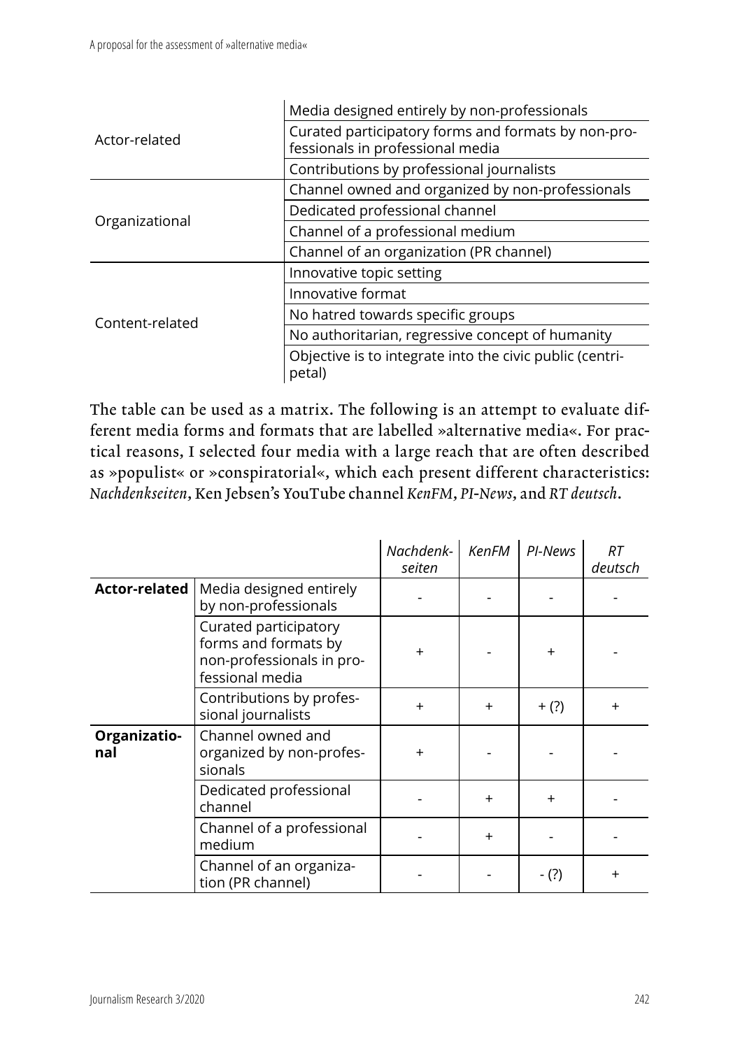| | |
|---|---|
| Actor-related | Media designed entirely by non-professionals |
| | Curated participatory forms and formats by non-professionals in professional media |
| | Contributions by professional journalists |
| Organizational | Channel owned and organized by non-professionals |
| | Dedicated professional channel |
| | Channel of a professional medium |
| | Channel of an organization (PR channel) |
| Content-related | Innovative topic setting |
| | Innovative format |
| | No hatred towards specific groups |
| | No authoritarian, regressive concept of humanity |
| | Objective is to integrate into the civic public (centripetal) |

The table can be used as a matrix. The following is an attempt to evaluate different media forms and formats that are labelled »alternative media«. For practical reasons, I selected four media with a large reach that are often described as »populist« or »conspiratorial«, which each present different characteristics: *Nachdenkseiten*, Ken Jebsen's YouTube channel *KenFM*, *PI-News*, and *RT deutsch*.

| | | *Nachdenkseiten* | *KenFM* | *PI-News* | *RT deutsch* |
|---|---|---|---|---|---|
| **Actor-related** | Media designed entirely by non-professionals | - | - | - | - |
| | Curated participatory forms and formats by non-professionals in professional media | + | - | + | - |
| | Contributions by professional journalists | + | + | + (?) | + |
| **Organizational** | Channel owned and organized by non-professionals | + | - | - | - |
| | Dedicated professional channel | - | + | + | - |
| | Channel of a professional medium | - | + | - | - |
| | Channel of an organization (PR channel) | - | - | - (?) | + |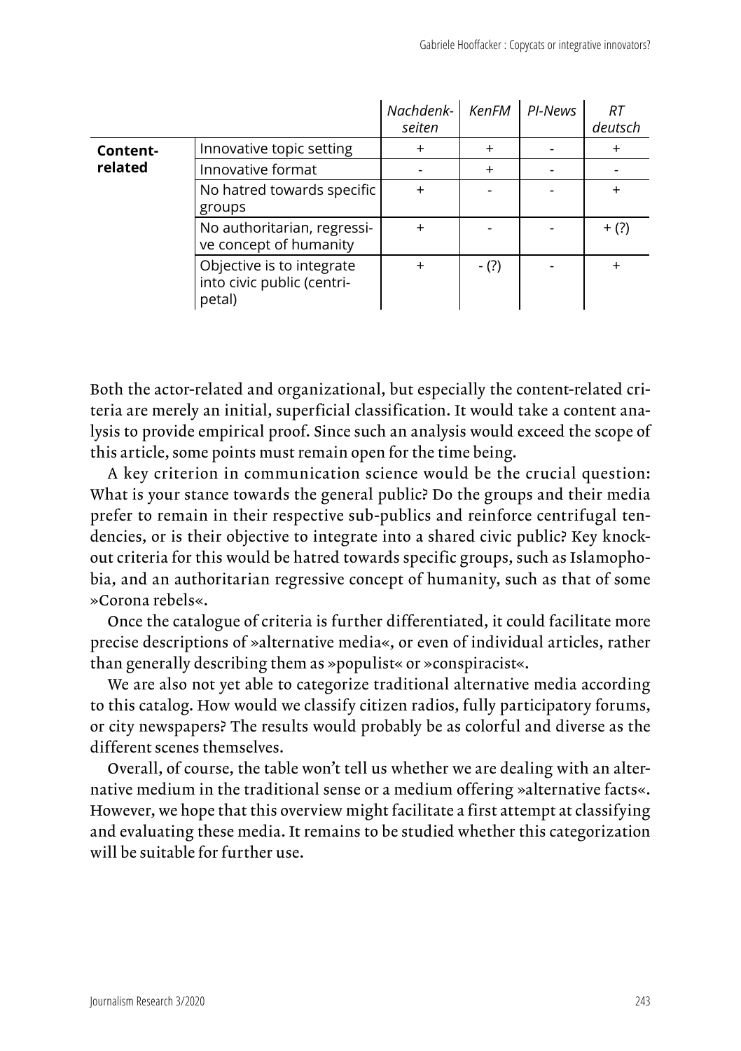| | | *Nachdenk-seiten* | *KenFM* | *PI-News* | *RT deutsch* |
|---|---|---|---|---|---|
| **Content-related** | Innovative topic setting | + | + | - | + |
| | Innovative format | - | + | - | - |
| | No hatred towards specific groups | + | - | - | + |
| | No authoritarian, regressive concept of humanity | + | - | - | + (?) |
| | Objective is to integrate into civic public (centripetal) | + | - (?) | - | + |

Both the actor-related and organizational, but especially the content-related criteria are merely an initial, superficial classification. It would take a content analysis to provide empirical proof. Since such an analysis would exceed the scope of this article, some points must remain open for the time being.

A key criterion in communication science would be the crucial question: What is your stance towards the general public? Do the groups and their media prefer to remain in their respective sub-publics and reinforce centrifugal tendencies, or is their objective to integrate into a shared civic public? Key knockout criteria for this would be hatred towards specific groups, such as Islamophobia, and an authoritarian regressive concept of humanity, such as that of some »Corona rebels«.

Once the catalogue of criteria is further differentiated, it could facilitate more precise descriptions of »alternative media«, or even of individual articles, rather than generally describing them as »populist« or »conspiracist«.

We are also not yet able to categorize traditional alternative media according to this catalog. How would we classify citizen radios, fully participatory forums, or city newspapers? The results would probably be as colorful and diverse as the different scenes themselves.

Overall, of course, the table won't tell us whether we are dealing with an alternative medium in the traditional sense or a medium offering »alternative facts«. However, we hope that this overview might facilitate a first attempt at classifying and evaluating these media. It remains to be studied whether this categorization will be suitable for further use.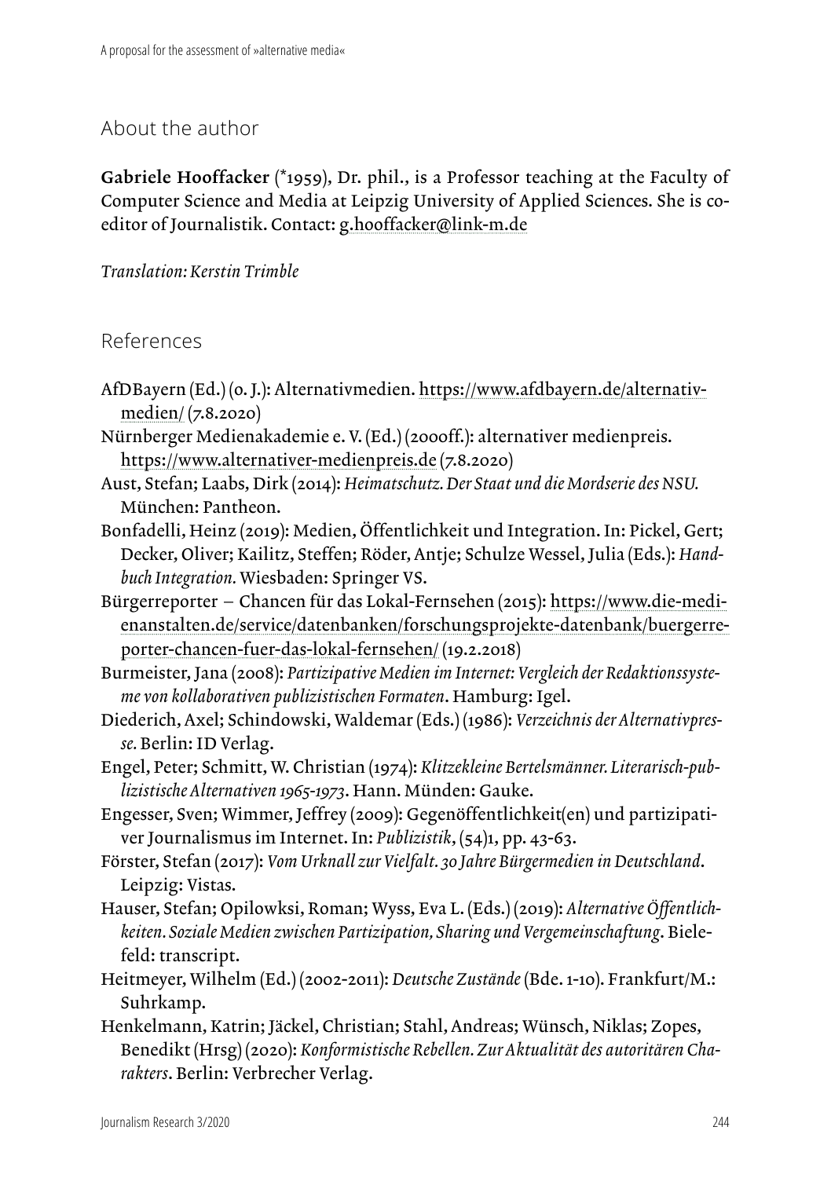## About the author

**Gabriele Hooffacker** (*1959), Dr. phil., is a Professor teaching at the Faculty of Computer Science and Media at Leipzig University of Applied Sciences. She is co-editor of Journalistik. Contact: g.hooffacker@link-m.de

*Translation: Kerstin Trimble*

## References

AfDBayern (Ed.) (o. J.): Alternativmedien. https://www.afdbayern.de/alternativ-medien/ (7.8.2020)

Nürnberger Medienakademie e. V. (Ed.) (2000ff.): alternativer medienpreis. https://www.alternativer-medienpreis.de (7.8.2020)

Aust, Stefan; Laabs, Dirk (2014): *Heimatschutz. Der Staat und die Mordserie des NSU.* München: Pantheon.

Bonfadelli, Heinz (2019): Medien, Öffentlichkeit und Integration. In: Pickel, Gert; Decker, Oliver; Kailitz, Steffen; Röder, Antje; Schulze Wessel, Julia (Eds.): *Handbuch Integration.* Wiesbaden: Springer VS.

Bürgerreporter – Chancen für das Lokal-Fernsehen (2015): https://www.die-medienanstalten.de/service/datenbanken/forschungsprojekte-datenbank/buergerreporter-chancen-fuer-das-lokal-fernsehen/ (19.2.2018)

Burmeister, Jana (2008): *Partizipative Medien im Internet: Vergleich der Redaktionssysteme von kollaborativen publizistischen Formaten*. Hamburg: Igel.

Diederich, Axel; Schindowski, Waldemar (Eds.) (1986): *Verzeichnis der Alternativpresse.* Berlin: ID Verlag.

Engel, Peter; Schmitt, W. Christian (1974): *Klitzekleine Bertelsmänner. Literarisch-publizistische Alternativen 1965-1973*. Hann. Münden: Gauke.

Engesser, Sven; Wimmer, Jeffrey (2009): Gegenöffentlichkeit(en) und partizipativer Journalismus im Internet. In: *Publizistik*, (54)1, pp. 43-63.

Förster, Stefan (2017): *Vom Urknall zur Vielfalt. 30 Jahre Bürgermedien in Deutschland*. Leipzig: Vistas.

Hauser, Stefan; Opilowksi, Roman; Wyss, Eva L. (Eds.) (2019): *Alternative Öffentlichkeiten. Soziale Medien zwischen Partizipation, Sharing und Vergemeinschaftung*. Bielefeld: transcript.

Heitmeyer, Wilhelm (Ed.) (2002-2011): *Deutsche Zustände* (Bde. 1-10). Frankfurt/M.: Suhrkamp.

Henkelmann, Katrin; Jäckel, Christian; Stahl, Andreas; Wünsch, Niklas; Zopes, Benedikt (Hrsg) (2020): *Konformistische Rebellen. Zur Aktualität des autoritären Charakters*. Berlin: Verbrecher Verlag.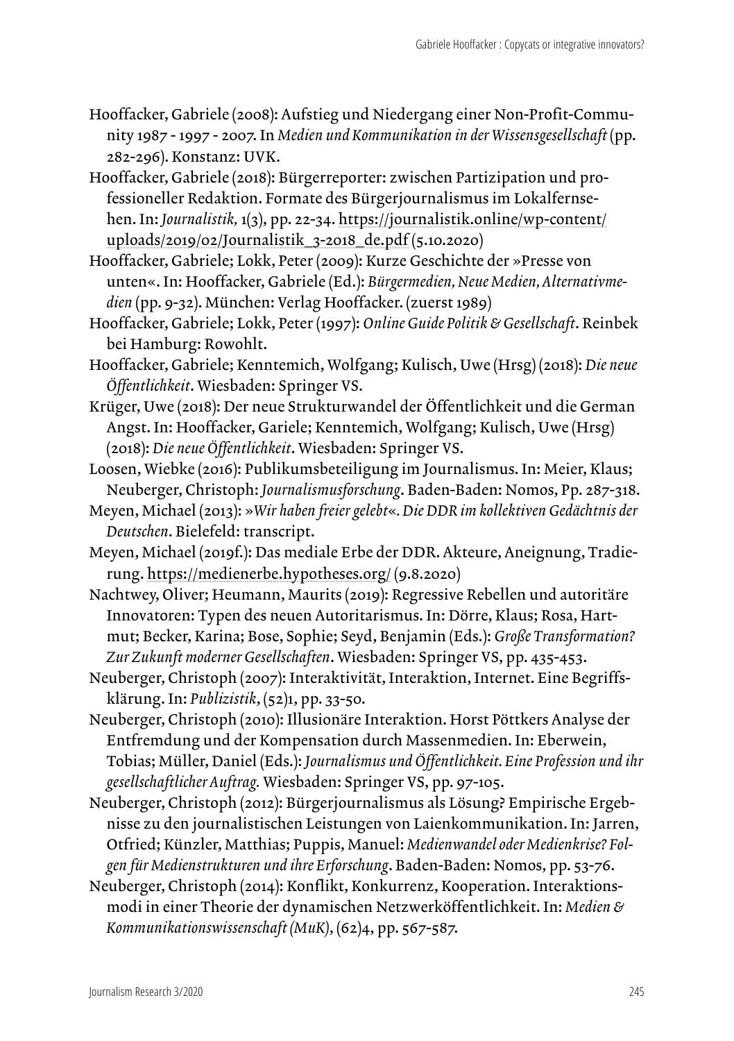Hooffacker, Gabriele (2008): Aufstieg und Niedergang einer Non-Profit-Community 1987 - 1997 - 2007. In *Medien und Kommunikation in der Wissensgesellschaft* (pp. 282-296). Konstanz: UVK.

Hooffacker, Gabriele (2018): Bürgerreporter: zwischen Partizipation und professioneller Redaktion. Formate des Bürgerjournalismus im Lokalfernsehen. In: *Journalistik,* 1(3), pp. 22-34. https://journalistik.online/wp-content/uploads/2019/02/Journalistik_3-2018_de.pdf (5.10.2020)

Hooffacker, Gabriele; Lokk, Peter (2009): Kurze Geschichte der »Presse von unten«. In: Hooffacker, Gabriele (Ed.): *Bürgermedien, Neue Medien, Alternativmedien* (pp. 9-32). München: Verlag Hooffacker. (zuerst 1989)

Hooffacker, Gabriele; Lokk, Peter (1997): *Online Guide Politik & Gesellschaft*. Reinbek bei Hamburg: Rowohlt.

Hooffacker, Gabriele; Kenntemich, Wolfgang; Kulisch, Uwe (Hrsg) (2018): *Die neue Öffentlichkeit*. Wiesbaden: Springer VS.

Krüger, Uwe (2018): Der neue Strukturwandel der Öffentlichkeit und die German Angst. In: Hooffacker, Gariele; Kenntemich, Wolfgang; Kulisch, Uwe (Hrsg) (2018): *Die neue Öffentlichkeit*. Wiesbaden: Springer VS.

Loosen, Wiebke (2016): Publikumsbeteiligung im Journalismus. In: Meier, Klaus; Neuberger, Christoph: *Journalismusforschung*. Baden-Baden: Nomos, Pp. 287-318.

Meyen, Michael (2013): *»Wir haben freier gelebt«. Die DDR im kollektiven Gedächtnis der Deutschen*. Bielefeld: transcript.

Meyen, Michael (2019f.): Das mediale Erbe der DDR. Akteure, Aneignung, Tradierung. https://medienerbe.hypotheses.org/ (9.8.2020)

Nachtwey, Oliver; Heumann, Maurits (2019): Regressive Rebellen und autoritäre Innovatoren: Typen des neuen Autoritarismus. In: Dörre, Klaus; Rosa, Hartmut; Becker, Karina; Bose, Sophie; Seyd, Benjamin (Eds.): *Große Transformation? Zur Zukunft moderner Gesellschaften*. Wiesbaden: Springer VS, pp. 435-453.

Neuberger, Christoph (2007): Interaktivität, Interaktion, Internet. Eine Begriffsklärung. In: *Publizistik*, (52)1, pp. 33-50.

Neuberger, Christoph (2010): Illusionäre Interaktion. Horst Pöttkers Analyse der Entfremdung und der Kompensation durch Massenmedien. In: Eberwein, Tobias; Müller, Daniel (Eds.): *Journalismus und Öffentlichkeit. Eine Profession und ihr gesellschaftlicher Auftrag.* Wiesbaden: Springer VS, pp. 97-105.

Neuberger, Christoph (2012): Bürgerjournalismus als Lösung? Empirische Ergebnisse zu den journalistischen Leistungen von Laienkommunikation. In: Jarren, Otfried; Künzler, Matthias; Puppis, Manuel: *Medienwandel oder Medienkrise? Folgen für Medienstrukturen und ihre Erforschung*. Baden-Baden: Nomos, pp. 53-76.

Neuberger, Christoph (2014): Konflikt, Konkurrenz, Kooperation. Interaktionsmodi in einer Theorie der dynamischen Netzwerköffentlichkeit. In: *Medien & Kommunikationswissenschaft (MuK)*, (62)4, pp. 567-587.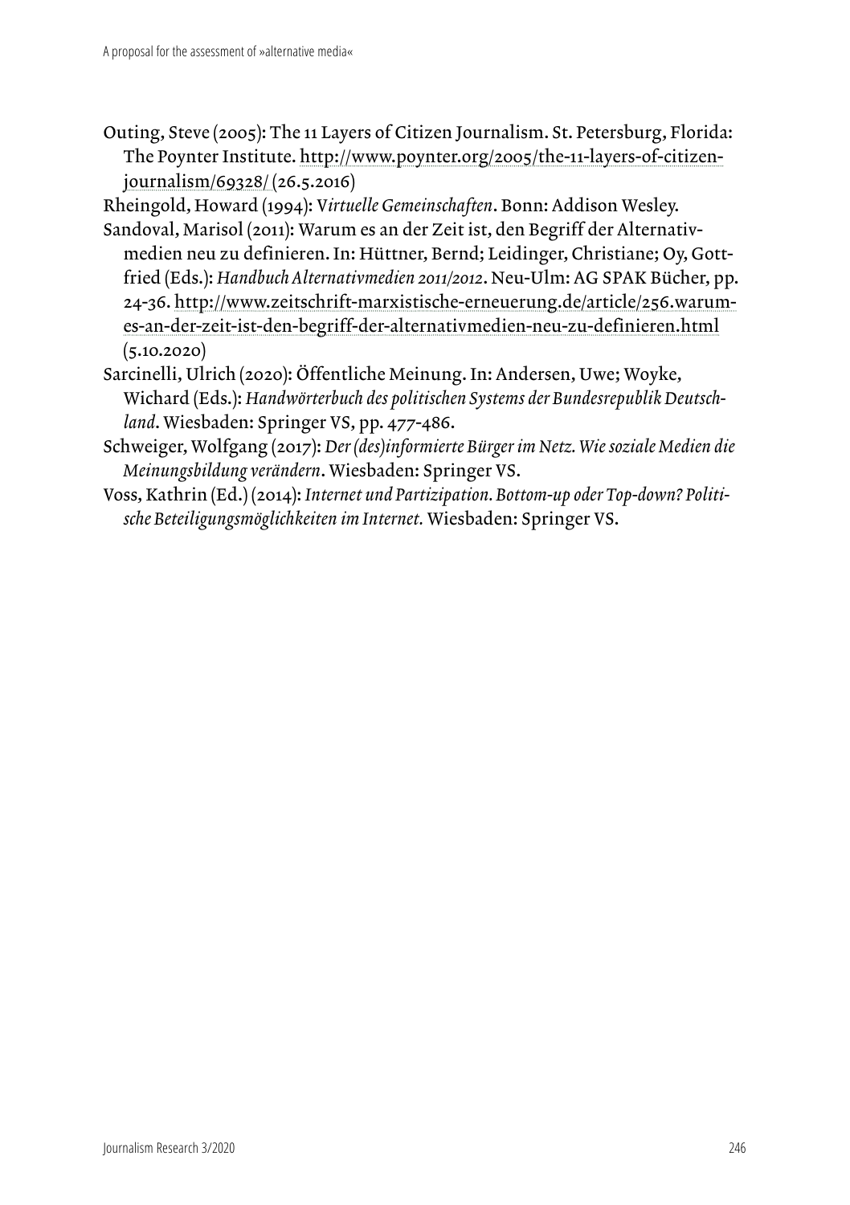Outing, Steve (2005): The 11 Layers of Citizen Journalism. St. Petersburg, Florida: The Poynter Institute. http://www.poynter.org/2005/the-11-layers-of-citizen-journalism/69328/ (26.5.2016)

Rheingold, Howard (1994): *Virtuelle Gemeinschaften*. Bonn: Addison Wesley.

Sandoval, Marisol (2011): Warum es an der Zeit ist, den Begriff der Alternativmedien neu zu definieren. In: Hüttner, Bernd; Leidinger, Christiane; Oy, Gottfried (Eds.): *Handbuch Alternativmedien 2011/2012*. Neu-Ulm: AG SPAK Bücher, pp. 24-36. http://www.zeitschrift-marxistische-erneuerung.de/article/256.warum-es-an-der-zeit-ist-den-begriff-der-alternativmedien-neu-zu-definieren.html (5.10.2020)

Sarcinelli, Ulrich (2020): Öffentliche Meinung. In: Andersen, Uwe; Woyke, Wichard (Eds.): *Handwörterbuch des politischen Systems der Bundesrepublik Deutschland*. Wiesbaden: Springer VS, pp. 477-486.

Schweiger, Wolfgang (2017): *Der (des)informierte Bürger im Netz. Wie soziale Medien die Meinungsbildung verändern*. Wiesbaden: Springer VS.

Voss, Kathrin (Ed.) (2014): *Internet und Partizipation. Bottom-up oder Top-down? Politische Beteiligungsmöglichkeiten im Internet.* Wiesbaden: Springer VS.